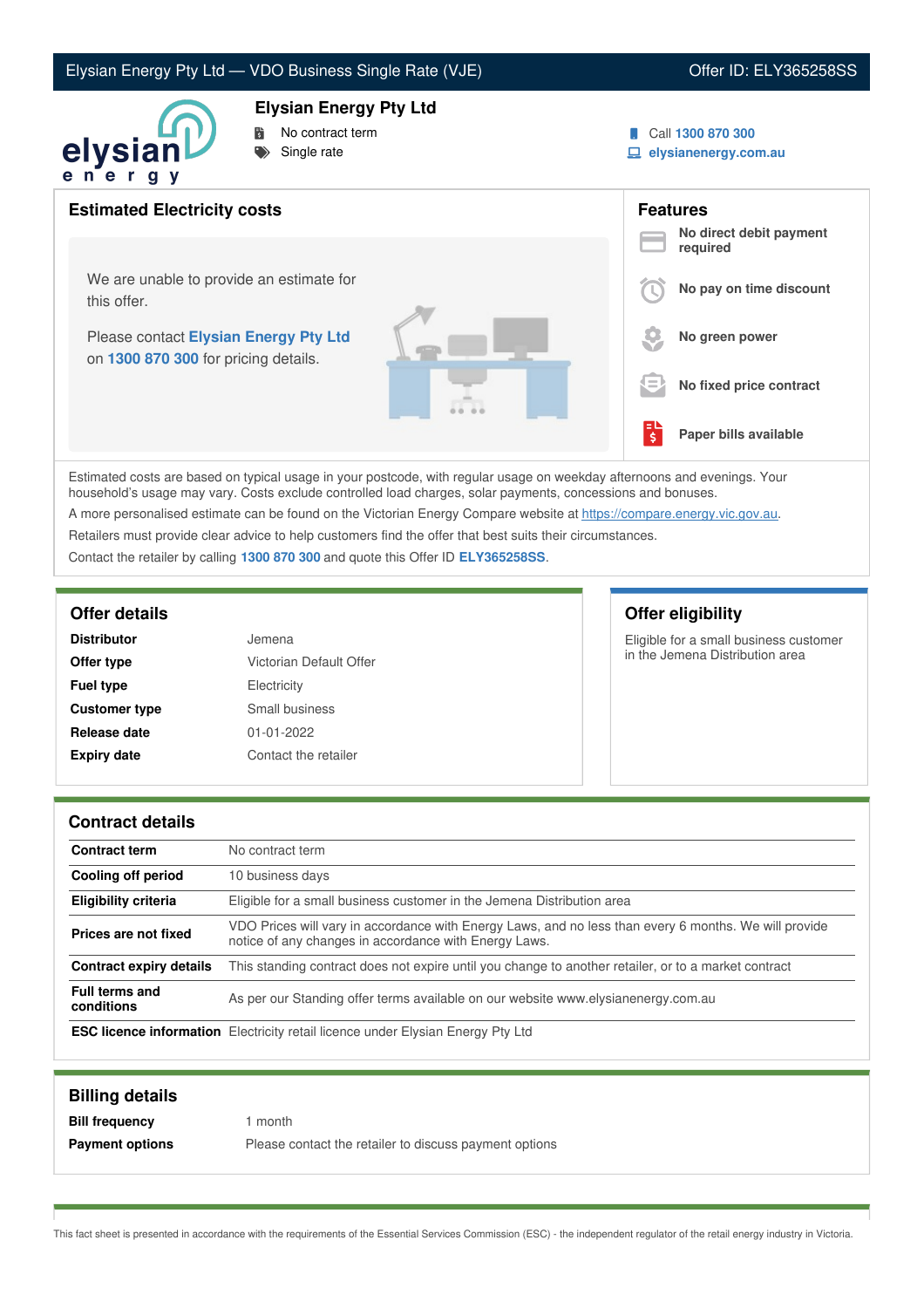# Elysian Energy Pty Ltd — VDO Business Single Rate (VJE)

Offer ID: ELY365258SS

## Elysian Energy Pty Ltd

- No contract term
- Single rate

Call **1300 870 300**

**elysianenergy.com.au**

## Estimated Electricity costs

We are unable to provide an estimate for this offer.

Please contact **Elysian Energy Pty Ltd** on **1300 870 300** for pricing details.

## Features

- **No direct debit payment required**
- **No pay on time discount**
- **No green power**
- **No fixed price contract**
- **Paper bills available**

Estimated costs are based on typical usage in your postcode, with regular usage on weekday afternoons and evenings. Your household's usage may vary. Costs exclude controlled load charges, solar payments, concessions and bonuses.

A more personalised estimate can be found on the Victorian Energy Compare website at https://compare.energy.vic.gov.au.

Retailers must provide clear advice to help customers find the offer that best suits their circumstances.

Contact the retailer by calling **1300 870 300** and quote this Offer ID **ELY365258SS**.

## Offer details

| | |
|---|---|
| **Distributor** | Jemena |
| **Offer type** | Victorian Default Offer |
| **Fuel type** | Electricity |
| **Customer type** | Small business |
| **Release date** | 01-01-2022 |
| **Expiry date** | Contact the retailer |

## Offer eligibility

Eligible for a small business customer in the Jemena Distribution area

## Contract details

| | |
|---|---|
| **Contract term** | No contract term |
| **Cooling off period** | 10 business days |
| **Eligibility criteria** | Eligible for a small business customer in the Jemena Distribution area |
| **Prices are not fixed** | VDO Prices will vary in accordance with Energy Laws, and no less than every 6 months. We will provide notice of any changes in accordance with Energy Laws. |
| **Contract expiry details** | This standing contract does not expire until you change to another retailer, or to a market contract |
| **Full terms and conditions** | As per our Standing offer terms available on our website www.elysianenergy.com.au |
| **ESC licence information** | Electricity retail licence under Elysian Energy Pty Ltd |

## Billing details

| | |
|---|---|
| **Bill frequency** | 1 month |
| **Payment options** | Please contact the retailer to discuss payment options |

This fact sheet is presented in accordance with the requirements of the Essential Services Commission (ESC) - the independent regulator of the retail energy industry in Victoria.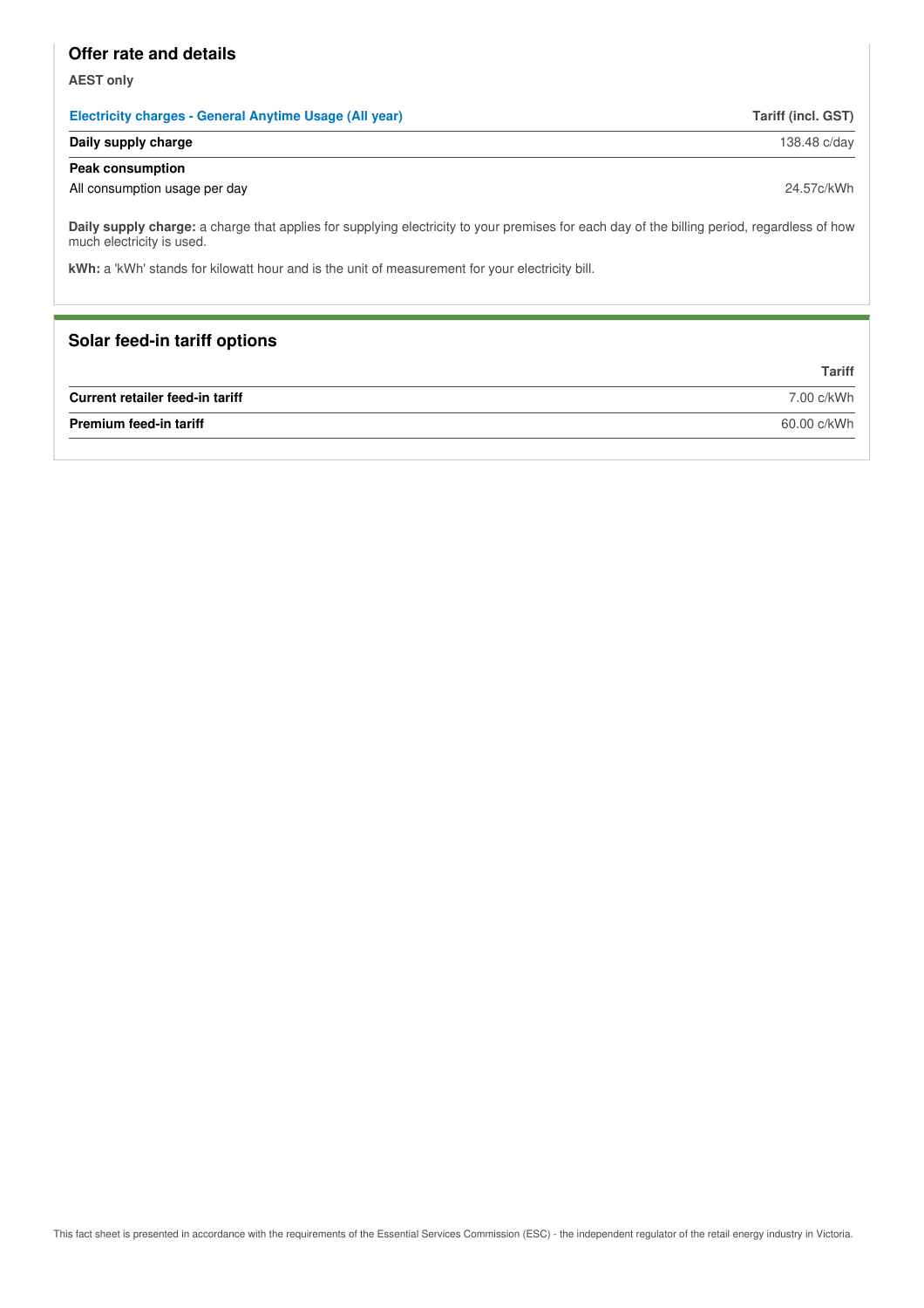## Offer rate and details

**AEST only**

| Electricity charges - General Anytime Usage (All year) | Tariff (incl. GST) |
|---|---|
| **Daily supply charge** | 138.48 c/day |
| **Peak consumption** | |
| All consumption usage per day | 24.57c/kWh |

**Daily supply charge:** a charge that applies for supplying electricity to your premises for each day of the billing period, regardless of how much electricity is used.

**kWh:** a 'kWh' stands for kilowatt hour and is the unit of measurement for your electricity bill.

## Solar feed-in tariff options

| | Tariff |
|---|---|
| **Current retailer feed-in tariff** | 7.00 c/kWh |
| **Premium feed-in tariff** | 60.00 c/kWh |

This fact sheet is presented in accordance with the requirements of the Essential Services Commission (ESC) - the independent regulator of the retail energy industry in Victoria.